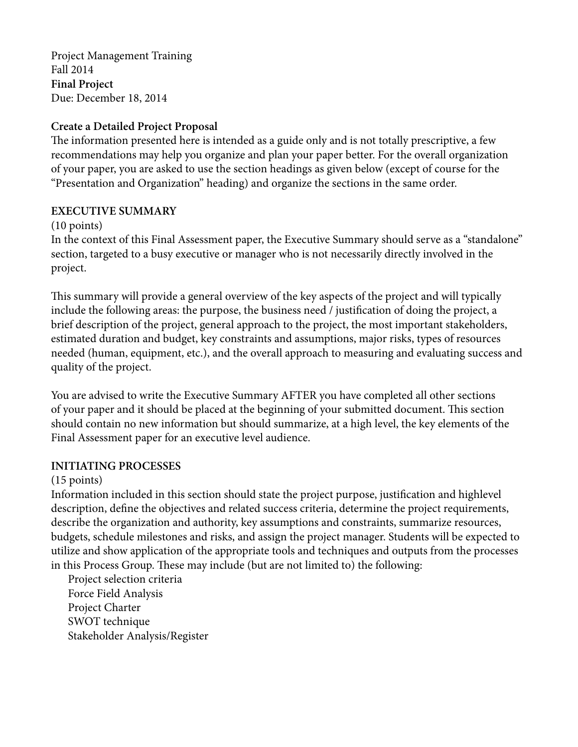Project Management Training
Fall 2014
**Final Project**
Due: December 18, 2014

**Create a Detailed Project Proposal**
The information presented here is intended as a guide only and is not totally prescriptive, a few recommendations may help you organize and plan your paper better. For the overall organization of your paper, you are asked to use the section headings as given below (except of course for the "Presentation and Organization" heading) and organize the sections in the same order.

**EXECUTIVE SUMMARY**
(10 points)
In the context of this Final Assessment paper, the Executive Summary should serve as a "standalone" section, targeted to a busy executive or manager who is not necessarily directly involved in the project.

This summary will provide a general overview of the key aspects of the project and will typically include the following areas: the purpose, the business need / justification of doing the project, a brief description of the project, general approach to the project, the most important stakeholders, estimated duration and budget, key constraints and assumptions, major risks, types of resources needed (human, equipment, etc.), and the overall approach to measuring and evaluating success and quality of the project.

You are advised to write the Executive Summary AFTER you have completed all other sections of your paper and it should be placed at the beginning of your submitted document. This section should contain no new information but should summarize, at a high level, the key elements of the Final Assessment paper for an executive level audience.

**INITIATING PROCESSES**
(15 points)
Information included in this section should state the project purpose, justification and highlevel description, define the objectives and related success criteria, determine the project requirements, describe the organization and authority, key assumptions and constraints, summarize resources, budgets, schedule milestones and risks, and assign the project manager. Students will be expected to utilize and show application of the appropriate tools and techniques and outputs from the processes in this Process Group. These may include (but are not limited to) the following:

- Project selection criteria
- Force Field Analysis
- Project Charter
- SWOT technique
- Stakeholder Analysis/Register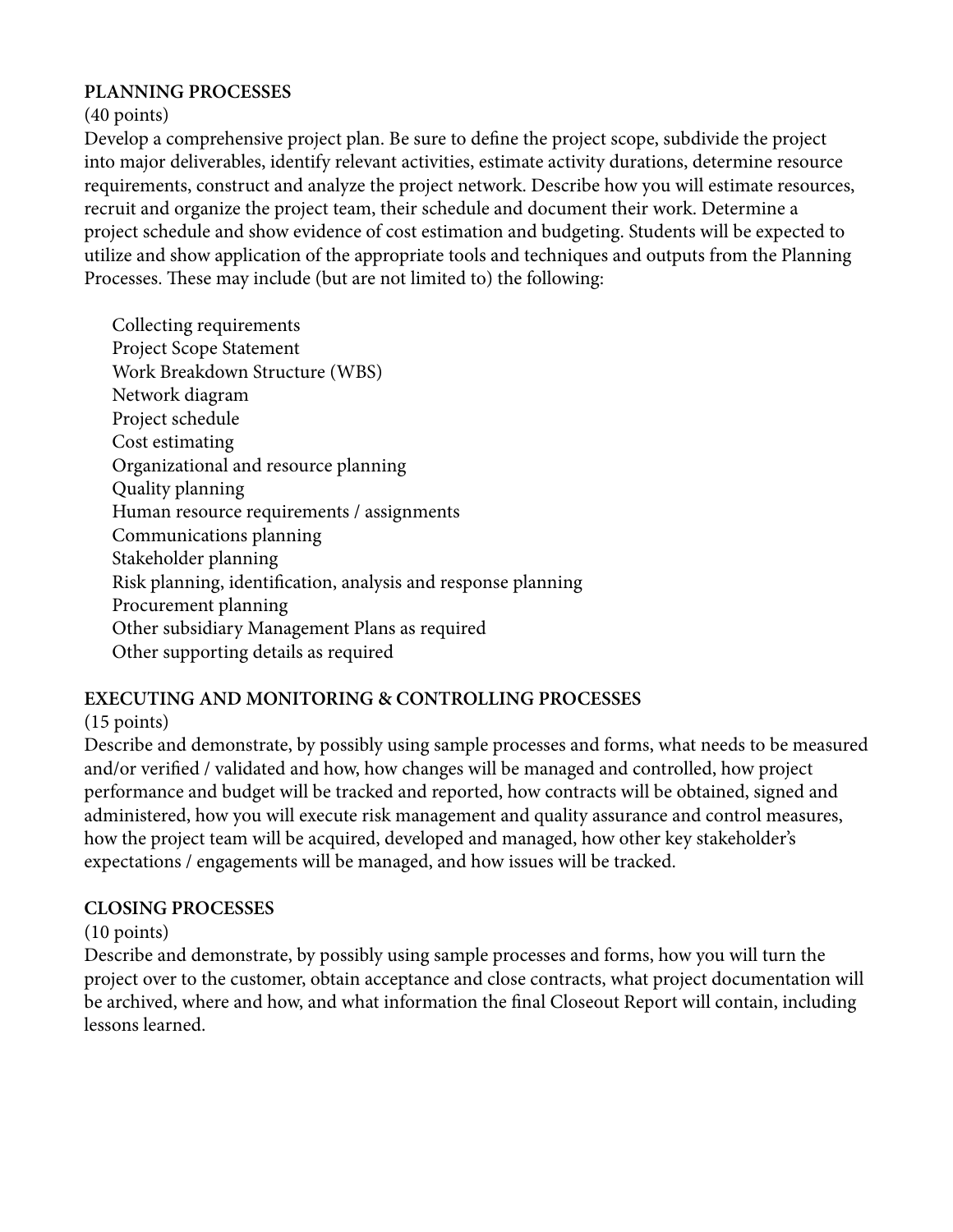**PLANNING PROCESSES**

(40 points)

Develop a comprehensive project plan. Be sure to define the project scope, subdivide the project into major deliverables, identify relevant activities, estimate activity durations, determine resource requirements, construct and analyze the project network. Describe how you will estimate resources, recruit and organize the project team, their schedule and document their work. Determine a project schedule and show evidence of cost estimation and budgeting. Students will be expected to utilize and show application of the appropriate tools and techniques and outputs from the Planning Processes. These may include (but are not limited to) the following:

- Collecting requirements
- Project Scope Statement
- Work Breakdown Structure (WBS)
- Network diagram
- Project schedule
- Cost estimating
- Organizational and resource planning
- Quality planning
- Human resource requirements / assignments
- Communications planning
- Stakeholder planning
- Risk planning, identification, analysis and response planning
- Procurement planning
- Other subsidiary Management Plans as required
- Other supporting details as required

**EXECUTING AND MONITORING & CONTROLLING PROCESSES**

(15 points)

Describe and demonstrate, by possibly using sample processes and forms, what needs to be measured and/or verified / validated and how, how changes will be managed and controlled, how project performance and budget will be tracked and reported, how contracts will be obtained, signed and administered, how you will execute risk management and quality assurance and control measures, how the project team will be acquired, developed and managed, how other key stakeholder's expectations / engagements will be managed, and how issues will be tracked.

**CLOSING PROCESSES**

(10 points)

Describe and demonstrate, by possibly using sample processes and forms, how you will turn the project over to the customer, obtain acceptance and close contracts, what project documentation will be archived, where and how, and what information the final Closeout Report will contain, including lessons learned.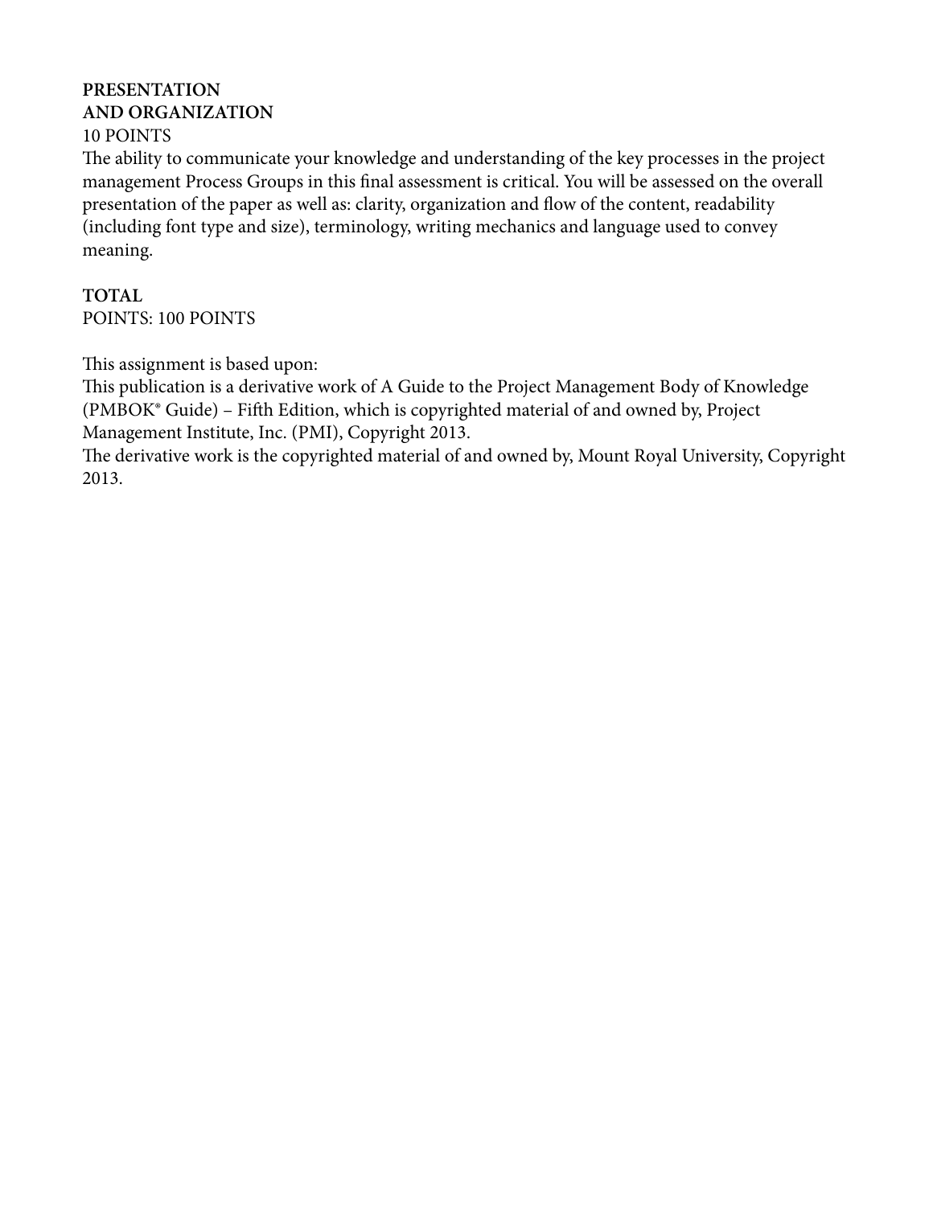**PRESENTATION AND ORGANIZATION**

10 POINTS

The ability to communicate your knowledge and understanding of the key processes in the project management Process Groups in this final assessment is critical. You will be assessed on the overall presentation of the paper as well as: clarity, organization and flow of the content, readability (including font type and size), terminology, writing mechanics and language used to convey meaning.

**TOTAL**

POINTS: 100 POINTS

This assignment is based upon:

This publication is a derivative work of A Guide to the Project Management Body of Knowledge (PMBOK® Guide) – Fifth Edition, which is copyrighted material of and owned by, Project Management Institute, Inc. (PMI), Copyright 2013.

The derivative work is the copyrighted material of and owned by, Mount Royal University, Copyright 2013.